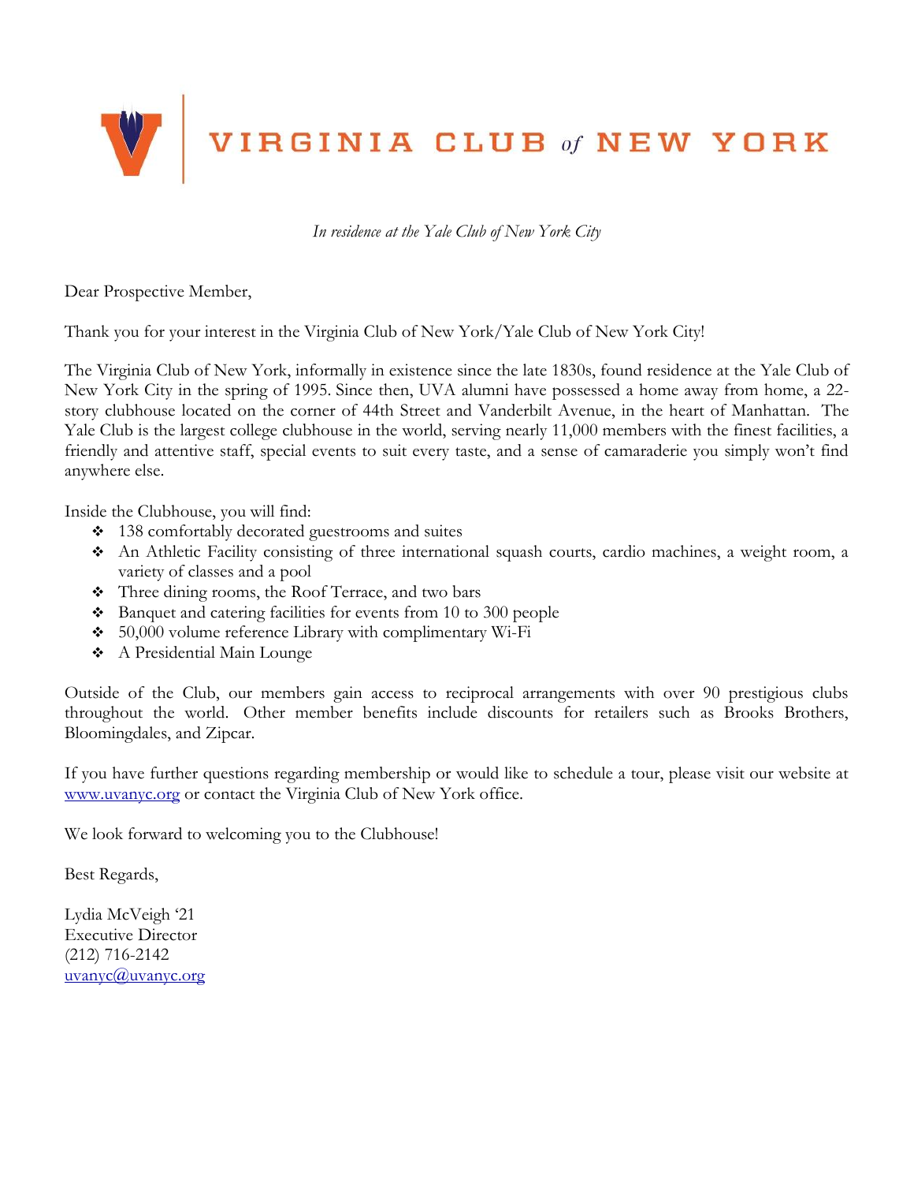# VIRGINIA CLUB *of* NEW YORK

*In residence at the Yale Club of New York City*

Dear Prospective Member,

Thank you for your interest in the Virginia Club of New York/Yale Club of New York City!

The Virginia Club of New York, informally in existence since the late 1830s, found residence at the Yale Club of New York City in the spring of 1995. Since then, UVA alumni have possessed a home away from home, a 22-story clubhouse located on the corner of 44th Street and Vanderbilt Avenue, in the heart of Manhattan. The Yale Club is the largest college clubhouse in the world, serving nearly 11,000 members with the finest facilities, a friendly and attentive staff, special events to suit every taste, and a sense of camaraderie you simply won't find anywhere else.

Inside the Clubhouse, you will find:

- 138 comfortably decorated guestrooms and suites
- An Athletic Facility consisting of three international squash courts, cardio machines, a weight room, a variety of classes and a pool
- Three dining rooms, the Roof Terrace, and two bars
- Banquet and catering facilities for events from 10 to 300 people
- 50,000 volume reference Library with complimentary Wi-Fi
- A Presidential Main Lounge

Outside of the Club, our members gain access to reciprocal arrangements with over 90 prestigious clubs throughout the world. Other member benefits include discounts for retailers such as Brooks Brothers, Bloomingdales, and Zipcar.

If you have further questions regarding membership or would like to schedule a tour, please visit our website at [www.uvanyc.org](http://www.uvanyc.org) or contact the Virginia Club of New York office.

We look forward to welcoming you to the Clubhouse!

Best Regards,

Lydia McVeigh '21
Executive Director
(212) 716-2142
[uvanyc@uvanyc.org](mailto:uvanyc@uvanyc.org)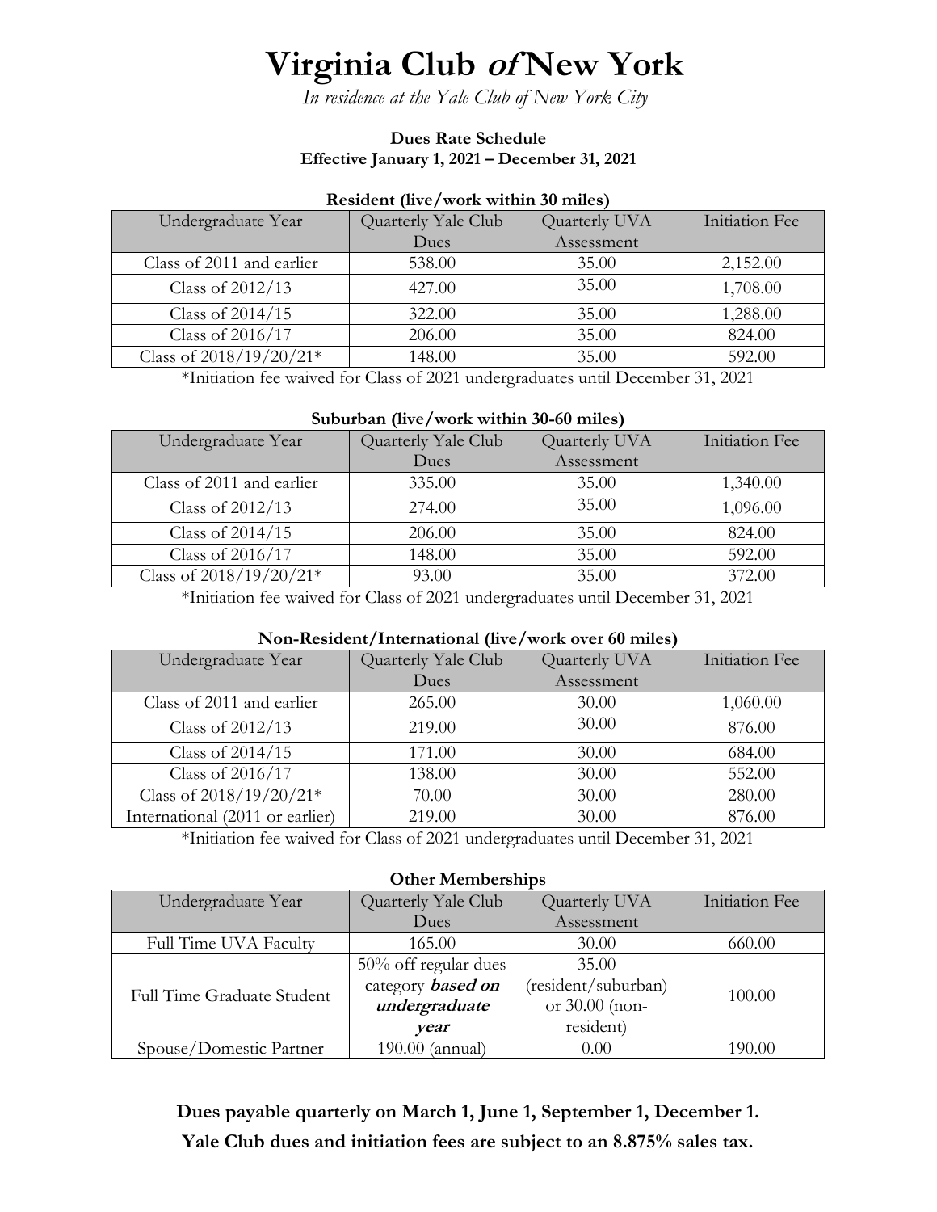# Virginia Club *of* New York

*In residence at the Yale Club of New York City*

**Dues Rate Schedule**
**Effective January 1, 2021 – December 31, 2021**

**Resident (live/work within 30 miles)**

| Undergraduate Year | Quarterly Yale Club Dues | Quarterly UVA Assessment | Initiation Fee |
|---|---|---|---|
| Class of 2011 and earlier | 538.00 | 35.00 | 2,152.00 |
| Class of 2012/13 | 427.00 | 35.00 | 1,708.00 |
| Class of 2014/15 | 322.00 | 35.00 | 1,288.00 |
| Class of 2016/17 | 206.00 | 35.00 | 824.00 |
| Class of 2018/19/20/21* | 148.00 | 35.00 | 592.00 |

*Initiation fee waived for Class of 2021 undergraduates until December 31, 2021

**Suburban (live/work within 30-60 miles)**

| Undergraduate Year | Quarterly Yale Club Dues | Quarterly UVA Assessment | Initiation Fee |
|---|---|---|---|
| Class of 2011 and earlier | 335.00 | 35.00 | 1,340.00 |
| Class of 2012/13 | 274.00 | 35.00 | 1,096.00 |
| Class of 2014/15 | 206.00 | 35.00 | 824.00 |
| Class of 2016/17 | 148.00 | 35.00 | 592.00 |
| Class of 2018/19/20/21* | 93.00 | 35.00 | 372.00 |

*Initiation fee waived for Class of 2021 undergraduates until December 31, 2021

**Non-Resident/International (live/work over 60 miles)**

| Undergraduate Year | Quarterly Yale Club Dues | Quarterly UVA Assessment | Initiation Fee |
|---|---|---|---|
| Class of 2011 and earlier | 265.00 | 30.00 | 1,060.00 |
| Class of 2012/13 | 219.00 | 30.00 | 876.00 |
| Class of 2014/15 | 171.00 | 30.00 | 684.00 |
| Class of 2016/17 | 138.00 | 30.00 | 552.00 |
| Class of 2018/19/20/21* | 70.00 | 30.00 | 280.00 |
| International (2011 or earlier) | 219.00 | 30.00 | 876.00 |

*Initiation fee waived for Class of 2021 undergraduates until December 31, 2021

**Other Memberships**

| Undergraduate Year | Quarterly Yale Club Dues | Quarterly UVA Assessment | Initiation Fee |
|---|---|---|---|
| Full Time UVA Faculty | 165.00 | 30.00 | 660.00 |
| Full Time Graduate Student | 50% off regular dues category ***based on undergraduate year*** | 35.00 (resident/suburban) or 30.00 (non-resident) | 100.00 |
| Spouse/Domestic Partner | 190.00 (annual) | 0.00 | 190.00 |

**Dues payable quarterly on March 1, June 1, September 1, December 1.**

**Yale Club dues and initiation fees are subject to an 8.875% sales tax.**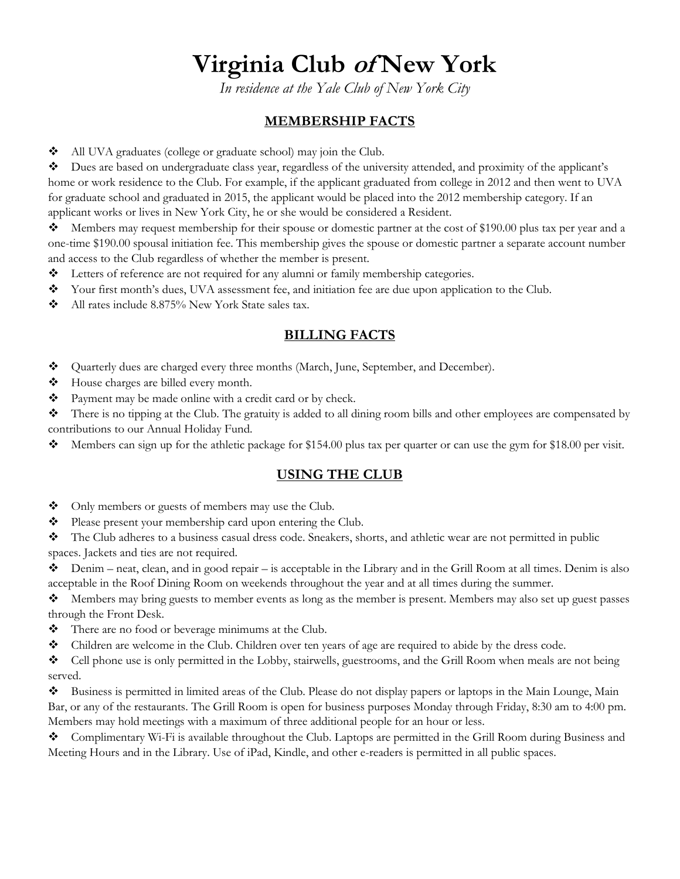# Virginia Club *of* New York

*In residence at the Yale Club of New York City*

## MEMBERSHIP FACTS

- All UVA graduates (college or graduate school) may join the Club.
- Dues are based on undergraduate class year, regardless of the university attended, and proximity of the applicant's home or work residence to the Club. For example, if the applicant graduated from college in 2012 and then went to UVA for graduate school and graduated in 2015, the applicant would be placed into the 2012 membership category. If an applicant works or lives in New York City, he or she would be considered a Resident.
- Members may request membership for their spouse or domestic partner at the cost of $190.00 plus tax per year and a one-time $190.00 spousal initiation fee. This membership gives the spouse or domestic partner a separate account number and access to the Club regardless of whether the member is present.
- Letters of reference are not required for any alumni or family membership categories.
- Your first month's dues, UVA assessment fee, and initiation fee are due upon application to the Club.
- All rates include 8.875% New York State sales tax.

## BILLING FACTS

- Quarterly dues are charged every three months (March, June, September, and December).
- House charges are billed every month.
- Payment may be made online with a credit card or by check.
- There is no tipping at the Club. The gratuity is added to all dining room bills and other employees are compensated by contributions to our Annual Holiday Fund.
- Members can sign up for the athletic package for $154.00 plus tax per quarter or can use the gym for $18.00 per visit.

## USING THE CLUB

- Only members or guests of members may use the Club.
- Please present your membership card upon entering the Club.
- The Club adheres to a business casual dress code. Sneakers, shorts, and athletic wear are not permitted in public spaces. Jackets and ties are not required.
- Denim – neat, clean, and in good repair – is acceptable in the Library and in the Grill Room at all times. Denim is also acceptable in the Roof Dining Room on weekends throughout the year and at all times during the summer.
- Members may bring guests to member events as long as the member is present. Members may also set up guest passes through the Front Desk.
- There are no food or beverage minimums at the Club.
- Children are welcome in the Club. Children over ten years of age are required to abide by the dress code.
- Cell phone use is only permitted in the Lobby, stairwells, guestrooms, and the Grill Room when meals are not being served.
- Business is permitted in limited areas of the Club. Please do not display papers or laptops in the Main Lounge, Main Bar, or any of the restaurants. The Grill Room is open for business purposes Monday through Friday, 8:30 am to 4:00 pm. Members may hold meetings with a maximum of three additional people for an hour or less.
- Complimentary Wi-Fi is available throughout the Club. Laptops are permitted in the Grill Room during Business and Meeting Hours and in the Library. Use of iPad, Kindle, and other e-readers is permitted in all public spaces.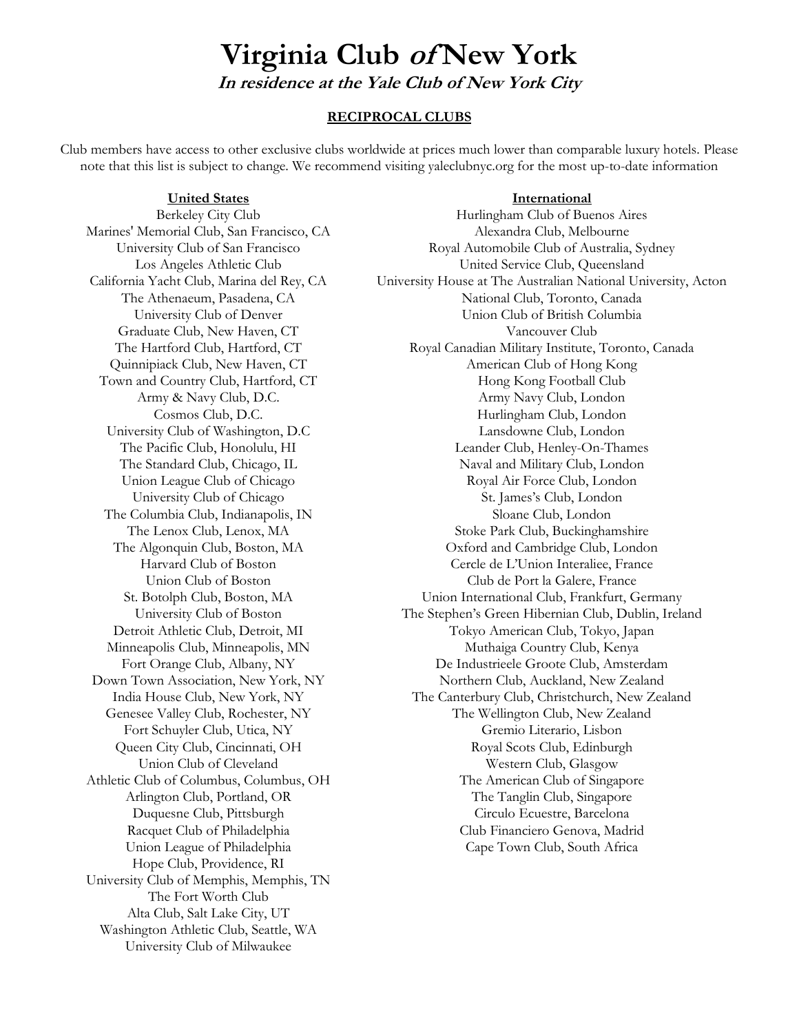# Virginia Club *of* New York

***In residence at the Yale Club of New York City***

**RECIPROCAL CLUBS**

Club members have access to other exclusive clubs worldwide at prices much lower than comparable luxury hotels. Please note that this list is subject to change. We recommend visiting yaleclubnyc.org for the most up-to-date information

**United States**

Berkeley City Club
Marines' Memorial Club, San Francisco, CA
University Club of San Francisco
Los Angeles Athletic Club
California Yacht Club, Marina del Rey, CA
The Athenaeum, Pasadena, CA
University Club of Denver
Graduate Club, New Haven, CT
The Hartford Club, Hartford, CT
Quinnipiack Club, New Haven, CT
Town and Country Club, Hartford, CT
Army & Navy Club, D.C.
Cosmos Club, D.C.
University Club of Washington, D.C
The Pacific Club, Honolulu, HI
The Standard Club, Chicago, IL
Union League Club of Chicago
University Club of Chicago
The Columbia Club, Indianapolis, IN
The Lenox Club, Lenox, MA
The Algonquin Club, Boston, MA
Harvard Club of Boston
Union Club of Boston
St. Botolph Club, Boston, MA
University Club of Boston
Detroit Athletic Club, Detroit, MI
Minneapolis Club, Minneapolis, MN
Fort Orange Club, Albany, NY
Down Town Association, New York, NY
India House Club, New York, NY
Genesee Valley Club, Rochester, NY
Fort Schuyler Club, Utica, NY
Queen City Club, Cincinnati, OH
Union Club of Cleveland
Athletic Club of Columbus, Columbus, OH
Arlington Club, Portland, OR
Duquesne Club, Pittsburgh
Racquet Club of Philadelphia
Union League of Philadelphia
Hope Club, Providence, RI
University Club of Memphis, Memphis, TN
The Fort Worth Club
Alta Club, Salt Lake City, UT
Washington Athletic Club, Seattle, WA
University Club of Milwaukee

**International**

Hurlingham Club of Buenos Aires
Alexandra Club, Melbourne
Royal Automobile Club of Australia, Sydney
United Service Club, Queensland
University House at The Australian National University, Acton
National Club, Toronto, Canada
Union Club of British Columbia
Vancouver Club
Royal Canadian Military Institute, Toronto, Canada
American Club of Hong Kong
Hong Kong Football Club
Army Navy Club, London
Hurlingham Club, London
Lansdowne Club, London
Leander Club, Henley-On-Thames
Naval and Military Club, London
Royal Air Force Club, London
St. James's Club, London
Sloane Club, London
Stoke Park Club, Buckinghamshire
Oxford and Cambridge Club, London
Cercle de L'Union Interaliee, France
Club de Port la Galere, France
Union International Club, Frankfurt, Germany
The Stephen's Green Hibernian Club, Dublin, Ireland
Tokyo American Club, Tokyo, Japan
Muthaiga Country Club, Kenya
De Industrieele Groote Club, Amsterdam
Northern Club, Auckland, New Zealand
The Canterbury Club, Christchurch, New Zealand
The Wellington Club, New Zealand
Gremio Literario, Lisbon
Royal Scots Club, Edinburgh
Western Club, Glasgow
The American Club of Singapore
The Tanglin Club, Singapore
Circulo Ecuestre, Barcelona
Club Financiero Genova, Madrid
Cape Town Club, South Africa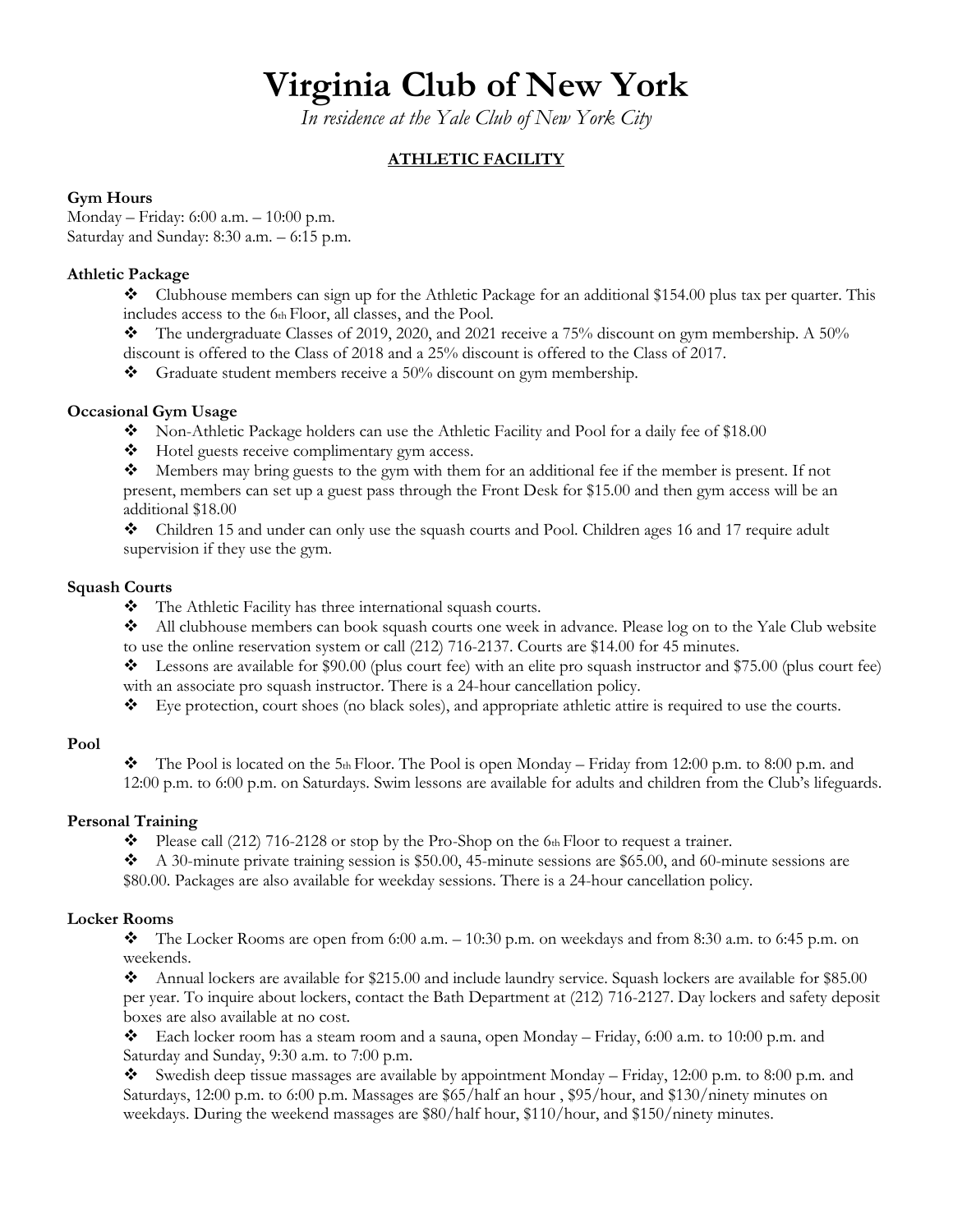# Virginia Club of New York

*In residence at the Yale Club of New York City*

## ATHLETIC FACILITY

**Gym Hours**

Monday – Friday: 6:00 a.m. – 10:00 p.m.
Saturday and Sunday: 8:30 a.m. – 6:15 p.m.

**Athletic Package**

- Clubhouse members can sign up for the Athletic Package for an additional $154.00 plus tax per quarter. This includes access to the 6th Floor, all classes, and the Pool.
- The undergraduate Classes of 2019, 2020, and 2021 receive a 75% discount on gym membership. A 50% discount is offered to the Class of 2018 and a 25% discount is offered to the Class of 2017.
- Graduate student members receive a 50% discount on gym membership.

**Occasional Gym Usage**

- Non-Athletic Package holders can use the Athletic Facility and Pool for a daily fee of $18.00
- Hotel guests receive complimentary gym access.
- Members may bring guests to the gym with them for an additional fee if the member is present. If not present, members can set up a guest pass through the Front Desk for $15.00 and then gym access will be an additional $18.00
- Children 15 and under can only use the squash courts and Pool. Children ages 16 and 17 require adult supervision if they use the gym.

**Squash Courts**

- The Athletic Facility has three international squash courts.
- All clubhouse members can book squash courts one week in advance. Please log on to the Yale Club website to use the online reservation system or call (212) 716-2137. Courts are $14.00 for 45 minutes.
- Lessons are available for $90.00 (plus court fee) with an elite pro squash instructor and $75.00 (plus court fee) with an associate pro squash instructor. There is a 24-hour cancellation policy.
- Eye protection, court shoes (no black soles), and appropriate athletic attire is required to use the courts.

**Pool**

- The Pool is located on the 5th Floor. The Pool is open Monday – Friday from 12:00 p.m. to 8:00 p.m. and 12:00 p.m. to 6:00 p.m. on Saturdays. Swim lessons are available for adults and children from the Club's lifeguards.

**Personal Training**

- Please call (212) 716-2128 or stop by the Pro-Shop on the 6th Floor to request a trainer.
- A 30-minute private training session is $50.00, 45-minute sessions are $65.00, and 60-minute sessions are $80.00. Packages are also available for weekday sessions. There is a 24-hour cancellation policy.

**Locker Rooms**

- The Locker Rooms are open from 6:00 a.m. – 10:30 p.m. on weekdays and from 8:30 a.m. to 6:45 p.m. on weekends.
- Annual lockers are available for $215.00 and include laundry service. Squash lockers are available for $85.00 per year. To inquire about lockers, contact the Bath Department at (212) 716-2127. Day lockers and safety deposit boxes are also available at no cost.
- Each locker room has a steam room and a sauna, open Monday – Friday, 6:00 a.m. to 10:00 p.m. and Saturday and Sunday, 9:30 a.m. to 7:00 p.m.
- Swedish deep tissue massages are available by appointment Monday – Friday, 12:00 p.m. to 8:00 p.m. and Saturdays, 12:00 p.m. to 6:00 p.m. Massages are $65/half an hour , $95/hour, and $130/ninety minutes on weekdays. During the weekend massages are $80/half hour, $110/hour, and $150/ninety minutes.